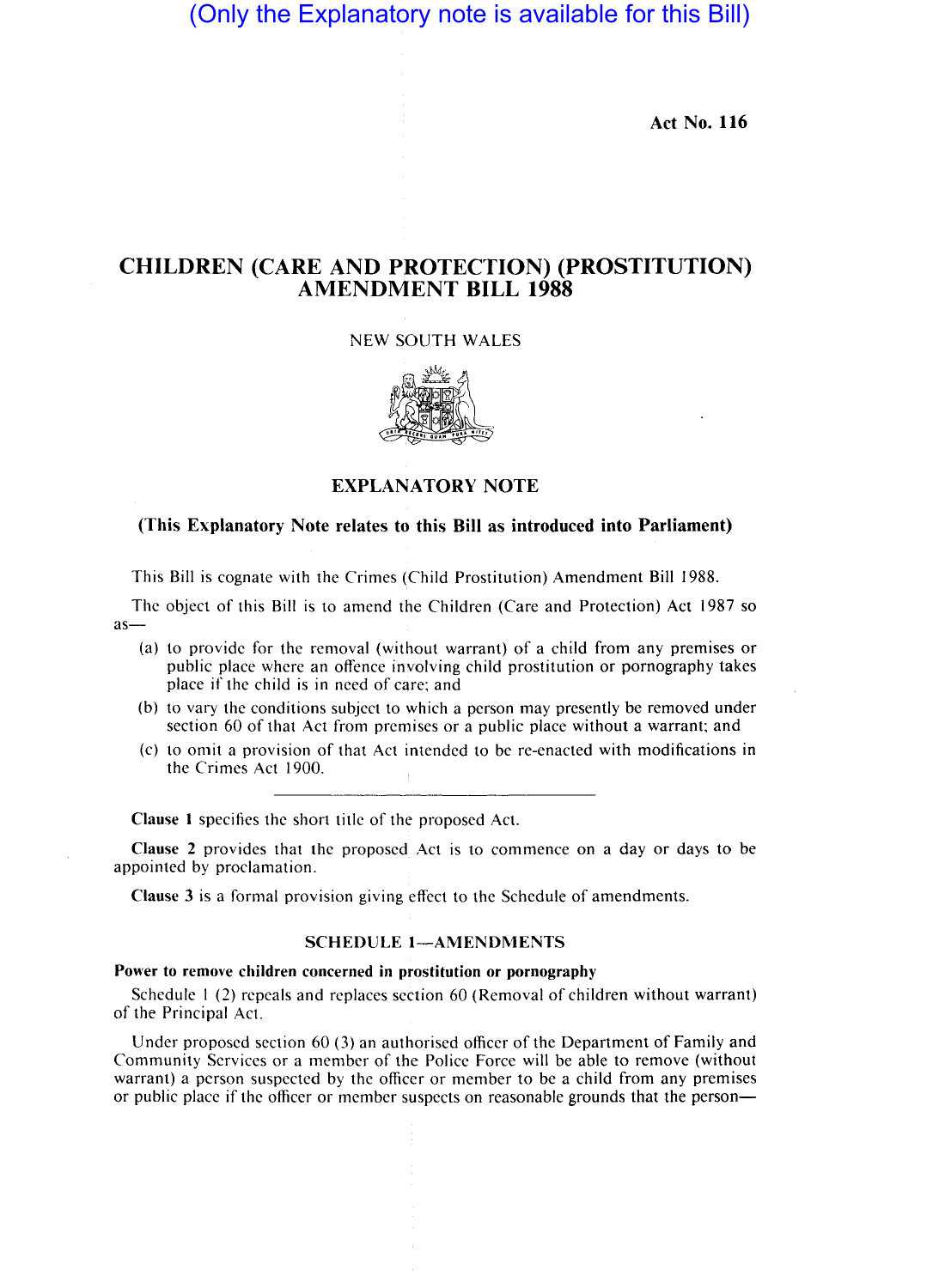(Only the Explanatory note is available for this Bill)

**Act No. 116**

# CHILDREN (CARE AND PROTECTION) (PROSTITUTION) AMENDMENT BILL 1988

NEW SOUTH WALES

## EXPLANATORY NOTE

**(This Explanatory Note relates to this Bill as introduced into Parliament)**

This Bill is cognate with the Crimes (Child Prostitution) Amendment Bill 1988.

The object of this Bill is to amend the Children (Care and Protection) Act 1987 so as—

(a) to provide for the removal (without warrant) of a child from any premises or public place where an offence involving child prostitution or pornography takes place if the child is in need of care; and

(b) to vary the conditions subject to which a person may presently be removed under section 60 of that Act from premises or a public place without a warrant; and

(c) to omit a provision of that Act intended to be re-enacted with modifications in the Crimes Act 1900.

---

**Clause 1** specifies the short title of the proposed Act.

**Clause 2** provides that the proposed Act is to commence on a day or days to be appointed by proclamation.

**Clause 3** is a formal provision giving effect to the Schedule of amendments.

### SCHEDULE 1—AMENDMENTS

**Power to remove children concerned in prostitution or pornography**

Schedule 1 (2) repeals and replaces section 60 (Removal of children without warrant) of the Principal Act.

Under proposed section 60 (3) an authorised officer of the Department of Family and Community Services or a member of the Police Force will be able to remove (without warrant) a person suspected by the officer or member to be a child from any premises or public place if the officer or member suspects on reasonable grounds that the person—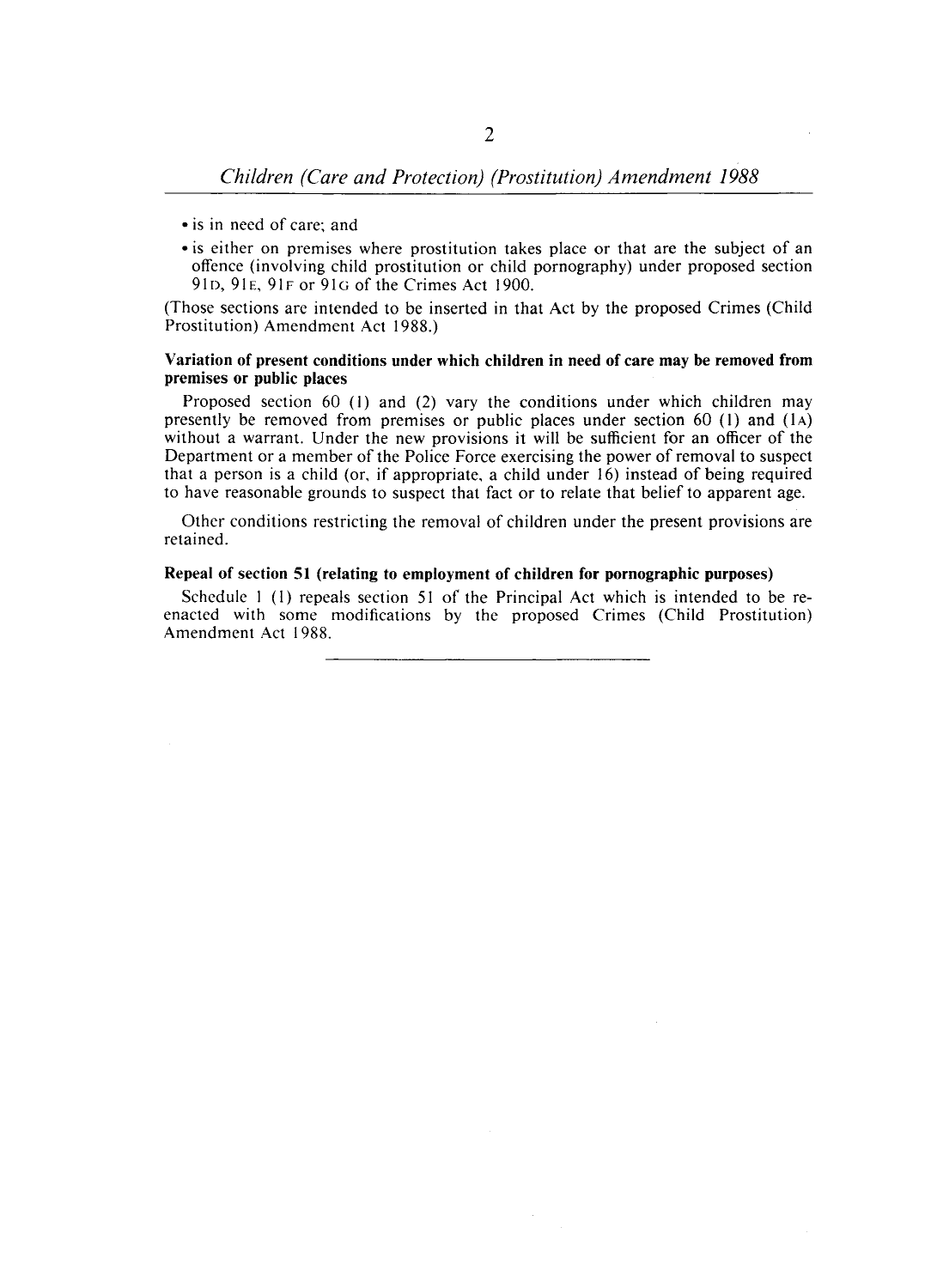- is in need of care; and
- is either on premises where prostitution takes place or that are the subject of an offence (involving child prostitution or child pornography) under proposed section 91D, 91E, 91F or 91G of the Crimes Act 1900.

(Those sections are intended to be inserted in that Act by the proposed Crimes (Child Prostitution) Amendment Act 1988.)

**Variation of present conditions under which children in need of care may be removed from premises or public places**

Proposed section 60 (1) and (2) vary the conditions under which children may presently be removed from premises or public places under section 60 (1) and (1A) without a warrant. Under the new provisions it will be sufficient for an officer of the Department or a member of the Police Force exercising the power of removal to suspect that a person is a child (or, if appropriate, a child under 16) instead of being required to have reasonable grounds to suspect that fact or to relate that belief to apparent age.

Other conditions restricting the removal of children under the present provisions are retained.

**Repeal of section 51 (relating to employment of children for pornographic purposes)**

Schedule 1 (1) repeals section 51 of the Principal Act which is intended to be re-enacted with some modifications by the proposed Crimes (Child Prostitution) Amendment Act 1988.